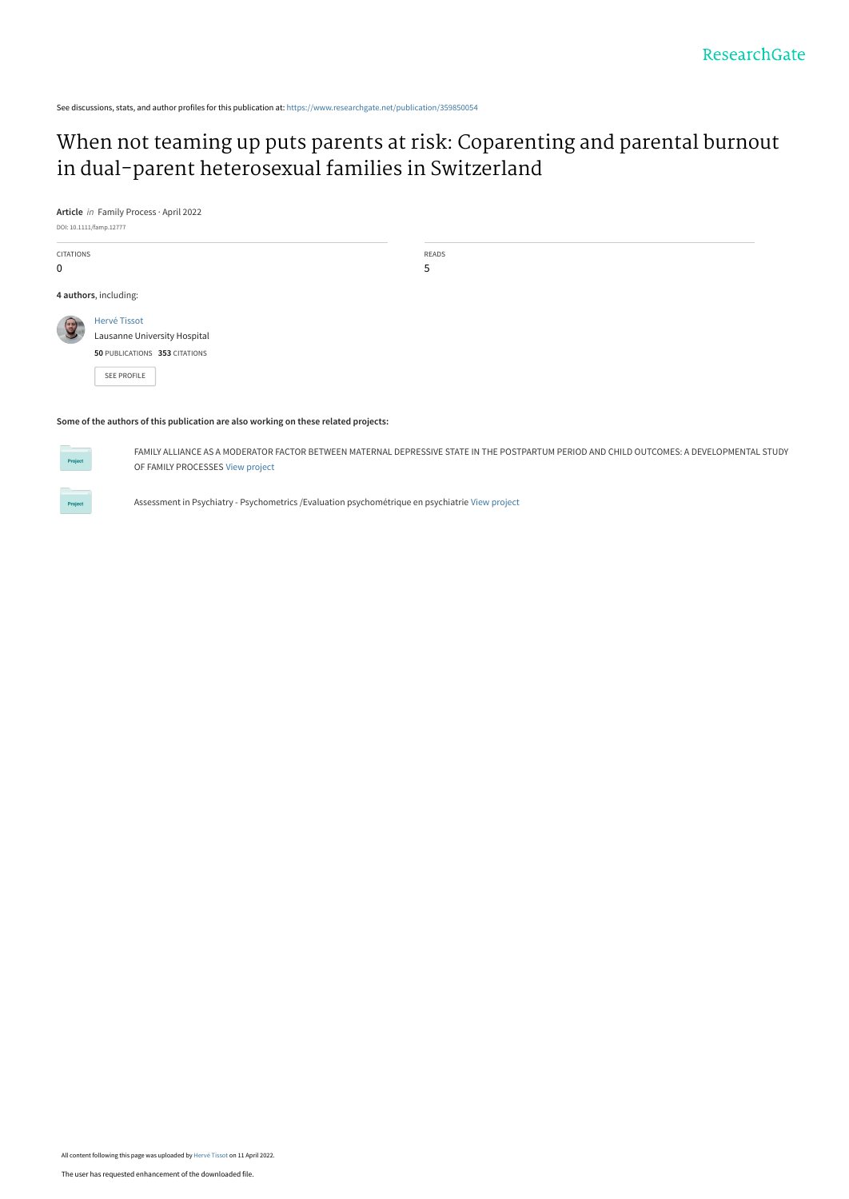ResearchGate

See discussions, stats, and author profiles for this publication at: https://www.researchgate.net/publication/359850054

# When not teaming up puts parents at risk: Coparenting and parental burnout in dual-parent heterosexual families in Switzerland

**Article** *in* Family Process · April 2022

DOI: 10.1111/famp.12777

| CITATIONS | READS |
| --- | --- |
| 0 | 5 |

**4 authors**, including:

Hervé Tissot
Lausanne University Hospital
**50** PUBLICATIONS **353** CITATIONS

SEE PROFILE

**Some of the authors of this publication are also working on these related projects:**

Project: FAMILY ALLIANCE AS A MODERATOR FACTOR BETWEEN MATERNAL DEPRESSIVE STATE IN THE POSTPARTUM PERIOD AND CHILD OUTCOMES: A DEVELOPMENTAL STUDY OF FAMILY PROCESSES View project

Project: Assessment in Psychiatry - Psychometrics /Evaluation psychométrique en psychiatrie View project

All content following this page was uploaded by Hervé Tissot on 11 April 2022.

The user has requested enhancement of the downloaded file.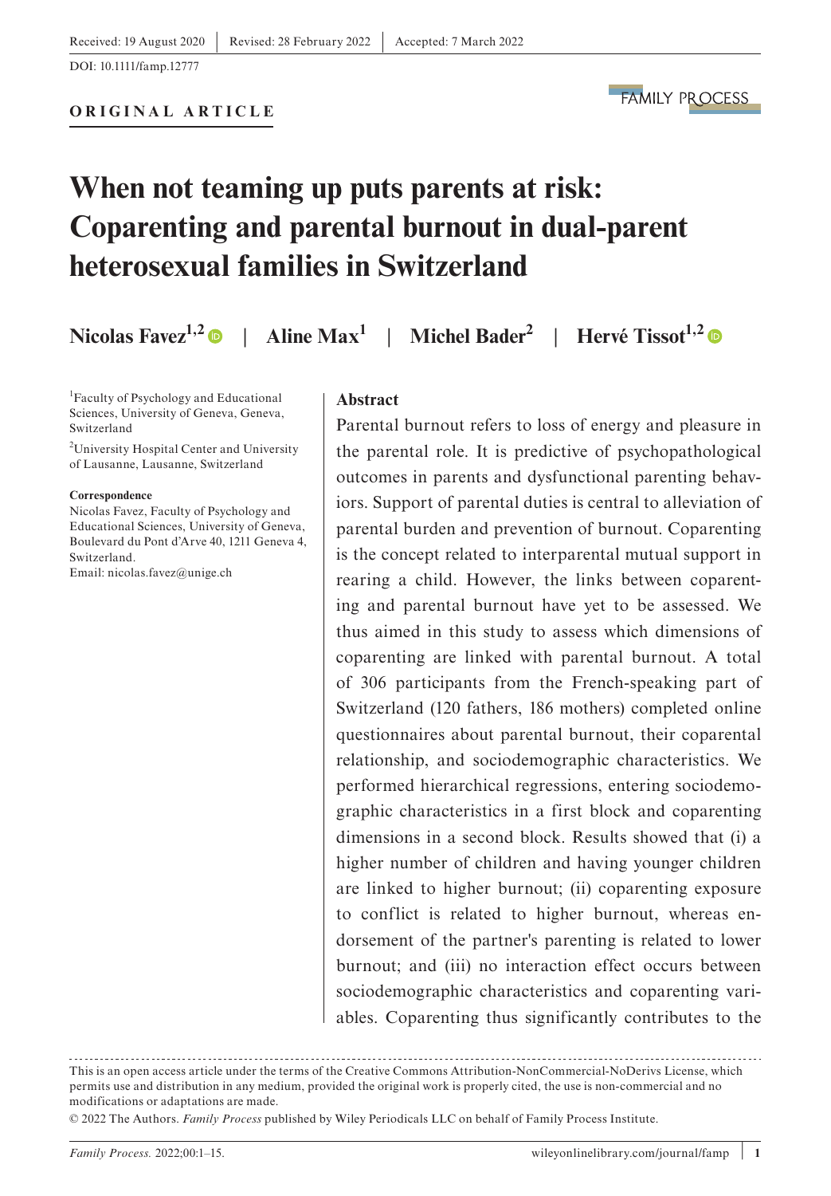Received: 19 August 2020 | Revised: 28 February 2022 | Accepted: 7 March 2022

DOI: 10.1111/famp.12777

**ORIGINAL ARTICLE**

# When not teaming up puts parents at risk: Coparenting and parental burnout in dual-parent heterosexual families in Switzerland

**Nicolas Favez**[1,2] | **Aline Max**[1] | **Michel Bader**[2] | **Hervé Tissot**[1,2]

[1]Faculty of Psychology and Educational Sciences, University of Geneva, Geneva, Switzerland

[2]University Hospital Center and University of Lausanne, Lausanne, Switzerland

**Correspondence**

Nicolas Favez, Faculty of Psychology and Educational Sciences, University of Geneva, Boulevard du Pont d'Arve 40, 1211 Geneva 4, Switzerland.
Email: nicolas.favez@unige.ch

## Abstract

Parental burnout refers to loss of energy and pleasure in the parental role. It is predictive of psychopathological outcomes in parents and dysfunctional parenting behaviors. Support of parental duties is central to alleviation of parental burden and prevention of burnout. Coparenting is the concept related to interparental mutual support in rearing a child. However, the links between coparenting and parental burnout have yet to be assessed. We thus aimed in this study to assess which dimensions of coparenting are linked with parental burnout. A total of 306 participants from the French-speaking part of Switzerland (120 fathers, 186 mothers) completed online questionnaires about parental burnout, their coparental relationship, and sociodemographic characteristics. We performed hierarchical regressions, entering sociodemographic characteristics in a first block and coparenting dimensions in a second block. Results showed that (i) a higher number of children and having younger children are linked to higher burnout; (ii) coparenting exposure to conflict is related to higher burnout, whereas endorsement of the partner's parenting is related to lower burnout; and (iii) no interaction effect occurs between sociodemographic characteristics and coparenting variables. Coparenting thus significantly contributes to the

This is an open access article under the terms of the Creative Commons Attribution-NonCommercial-NoDerivs License, which permits use and distribution in any medium, provided the original work is properly cited, the use is non-commercial and no modifications or adaptations are made.

© 2022 The Authors. *Family Process* published by Wiley Periodicals LLC on behalf of Family Process Institute.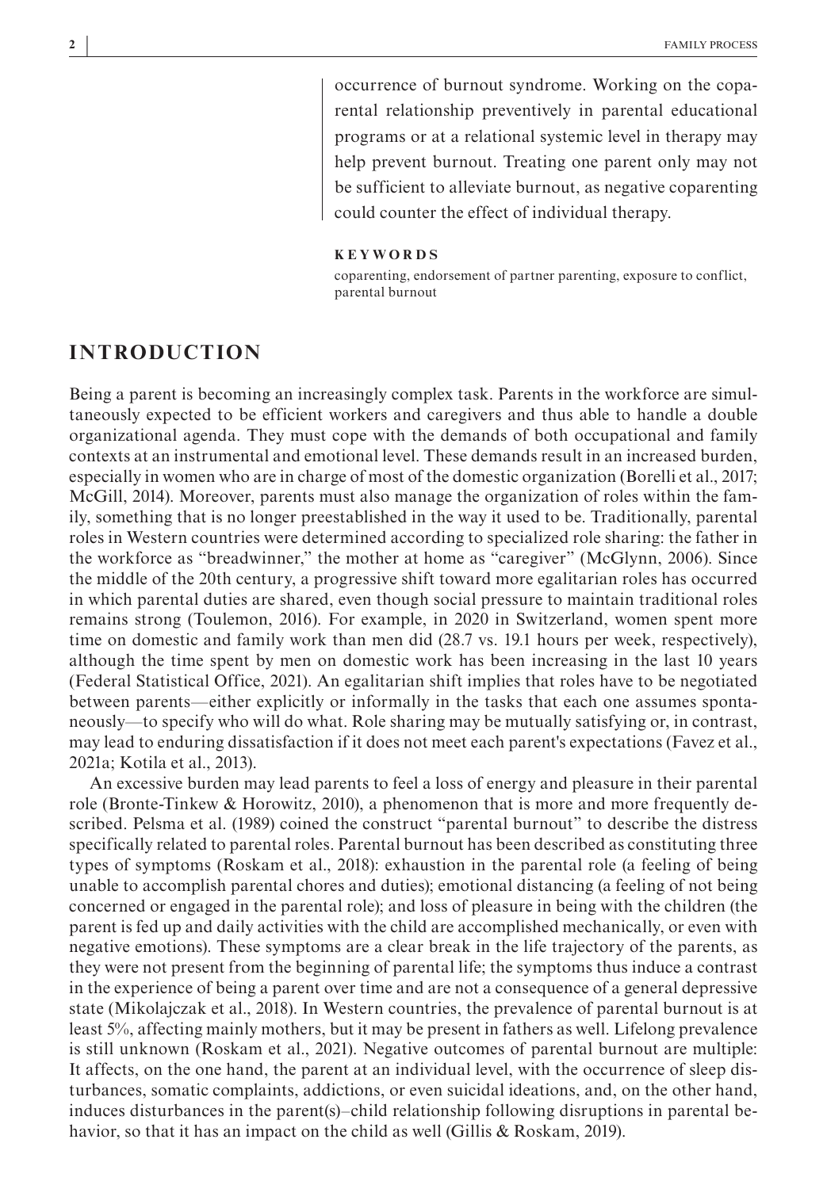occurrence of burnout syndrome. Working on the coparental relationship preventively in parental educational programs or at a relational systemic level in therapy may help prevent burnout. Treating one parent only may not be sufficient to alleviate burnout, as negative coparenting could counter the effect of individual therapy.

**KEYWORDS**

coparenting, endorsement of partner parenting, exposure to conflict, parental burnout

## INTRODUCTION

Being a parent is becoming an increasingly complex task. Parents in the workforce are simultaneously expected to be efficient workers and caregivers and thus able to handle a double organizational agenda. They must cope with the demands of both occupational and family contexts at an instrumental and emotional level. These demands result in an increased burden, especially in women who are in charge of most of the domestic organization (Borelli et al., 2017; McGill, 2014). Moreover, parents must also manage the organization of roles within the family, something that is no longer preestablished in the way it used to be. Traditionally, parental roles in Western countries were determined according to specialized role sharing: the father in the workforce as "breadwinner," the mother at home as "caregiver" (McGlynn, 2006). Since the middle of the 20th century, a progressive shift toward more egalitarian roles has occurred in which parental duties are shared, even though social pressure to maintain traditional roles remains strong (Toulemon, 2016). For example, in 2020 in Switzerland, women spent more time on domestic and family work than men did (28.7 vs. 19.1 hours per week, respectively), although the time spent by men on domestic work has been increasing in the last 10 years (Federal Statistical Office, 2021). An egalitarian shift implies that roles have to be negotiated between parents—either explicitly or informally in the tasks that each one assumes spontaneously—to specify who will do what. Role sharing may be mutually satisfying or, in contrast, may lead to enduring dissatisfaction if it does not meet each parent's expectations (Favez et al., 2021a; Kotila et al., 2013).

An excessive burden may lead parents to feel a loss of energy and pleasure in their parental role (Bronte-Tinkew & Horowitz, 2010), a phenomenon that is more and more frequently described. Pelsma et al. (1989) coined the construct "parental burnout" to describe the distress specifically related to parental roles. Parental burnout has been described as constituting three types of symptoms (Roskam et al., 2018): exhaustion in the parental role (a feeling of being unable to accomplish parental chores and duties); emotional distancing (a feeling of not being concerned or engaged in the parental role); and loss of pleasure in being with the children (the parent is fed up and daily activities with the child are accomplished mechanically, or even with negative emotions). These symptoms are a clear break in the life trajectory of the parents, as they were not present from the beginning of parental life; the symptoms thus induce a contrast in the experience of being a parent over time and are not a consequence of a general depressive state (Mikolajczak et al., 2018). In Western countries, the prevalence of parental burnout is at least 5%, affecting mainly mothers, but it may be present in fathers as well. Lifelong prevalence is still unknown (Roskam et al., 2021). Negative outcomes of parental burnout are multiple: It affects, on the one hand, the parent at an individual level, with the occurrence of sleep disturbances, somatic complaints, addictions, or even suicidal ideations, and, on the other hand, induces disturbances in the parent(s)–child relationship following disruptions in parental behavior, so that it has an impact on the child as well (Gillis & Roskam, 2019).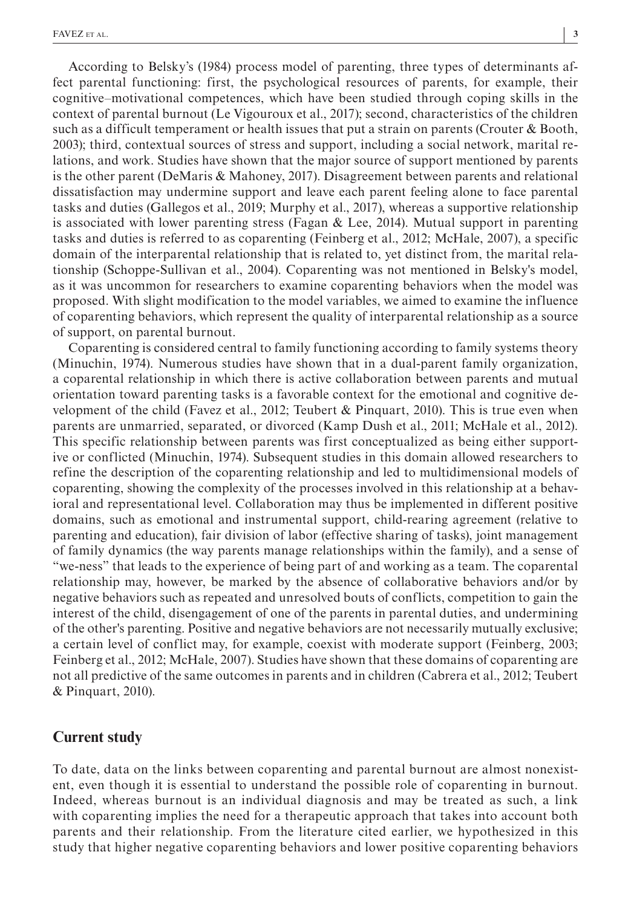According to Belsky's (1984) process model of parenting, three types of determinants affect parental functioning: first, the psychological resources of parents, for example, their cognitive–motivational competences, which have been studied through coping skills in the context of parental burnout (Le Vigouroux et al., 2017); second, characteristics of the children such as a difficult temperament or health issues that put a strain on parents (Crouter & Booth, 2003); third, contextual sources of stress and support, including a social network, marital relations, and work. Studies have shown that the major source of support mentioned by parents is the other parent (DeMaris & Mahoney, 2017). Disagreement between parents and relational dissatisfaction may undermine support and leave each parent feeling alone to face parental tasks and duties (Gallegos et al., 2019; Murphy et al., 2017), whereas a supportive relationship is associated with lower parenting stress (Fagan & Lee, 2014). Mutual support in parenting tasks and duties is referred to as coparenting (Feinberg et al., 2012; McHale, 2007), a specific domain of the interparental relationship that is related to, yet distinct from, the marital relationship (Schoppe-Sullivan et al., 2004). Coparenting was not mentioned in Belsky's model, as it was uncommon for researchers to examine coparenting behaviors when the model was proposed. With slight modification to the model variables, we aimed to examine the influence of coparenting behaviors, which represent the quality of interparental relationship as a source of support, on parental burnout.

Coparenting is considered central to family functioning according to family systems theory (Minuchin, 1974). Numerous studies have shown that in a dual-parent family organization, a coparental relationship in which there is active collaboration between parents and mutual orientation toward parenting tasks is a favorable context for the emotional and cognitive development of the child (Favez et al., 2012; Teubert & Pinquart, 2010). This is true even when parents are unmarried, separated, or divorced (Kamp Dush et al., 2011; McHale et al., 2012). This specific relationship between parents was first conceptualized as being either supportive or conflicted (Minuchin, 1974). Subsequent studies in this domain allowed researchers to refine the description of the coparenting relationship and led to multidimensional models of coparenting, showing the complexity of the processes involved in this relationship at a behavioral and representational level. Collaboration may thus be implemented in different positive domains, such as emotional and instrumental support, child-rearing agreement (relative to parenting and education), fair division of labor (effective sharing of tasks), joint management of family dynamics (the way parents manage relationships within the family), and a sense of "we-ness" that leads to the experience of being part of and working as a team. The coparental relationship may, however, be marked by the absence of collaborative behaviors and/or by negative behaviors such as repeated and unresolved bouts of conflicts, competition to gain the interest of the child, disengagement of one of the parents in parental duties, and undermining of the other's parenting. Positive and negative behaviors are not necessarily mutually exclusive; a certain level of conflict may, for example, coexist with moderate support (Feinberg, 2003; Feinberg et al., 2012; McHale, 2007). Studies have shown that these domains of coparenting are not all predictive of the same outcomes in parents and in children (Cabrera et al., 2012; Teubert & Pinquart, 2010).

## Current study

To date, data on the links between coparenting and parental burnout are almost nonexistent, even though it is essential to understand the possible role of coparenting in burnout. Indeed, whereas burnout is an individual diagnosis and may be treated as such, a link with coparenting implies the need for a therapeutic approach that takes into account both parents and their relationship. From the literature cited earlier, we hypothesized in this study that higher negative coparenting behaviors and lower positive coparenting behaviors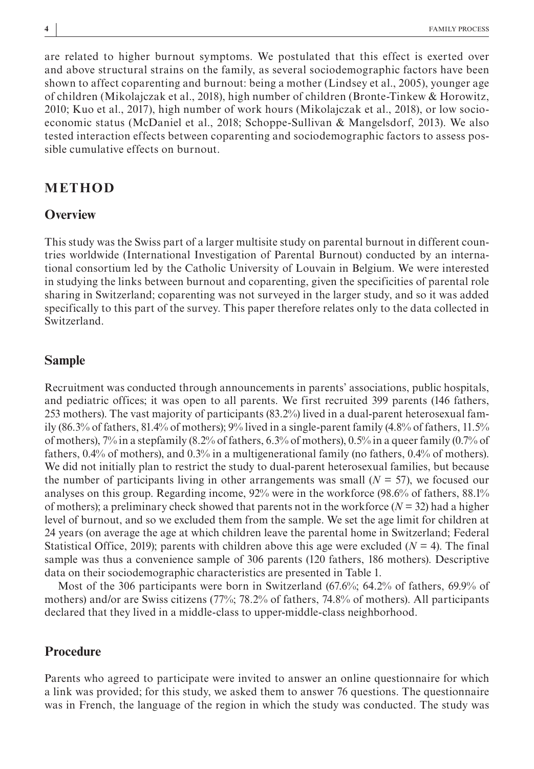are related to higher burnout symptoms. We postulated that this effect is exerted over and above structural strains on the family, as several sociodemographic factors have been shown to affect coparenting and burnout: being a mother (Lindsey et al., 2005), younger age of children (Mikolajczak et al., 2018), high number of children (Bronte-Tinkew & Horowitz, 2010; Kuo et al., 2017), high number of work hours (Mikolajczak et al., 2018), or low socioeconomic status (McDaniel et al., 2018; Schoppe-Sullivan & Mangelsdorf, 2013). We also tested interaction effects between coparenting and sociodemographic factors to assess possible cumulative effects on burnout.

# METHOD

## Overview

This study was the Swiss part of a larger multisite study on parental burnout in different countries worldwide (International Investigation of Parental Burnout) conducted by an international consortium led by the Catholic University of Louvain in Belgium. We were interested in studying the links between burnout and coparenting, given the specificities of parental role sharing in Switzerland; coparenting was not surveyed in the larger study, and so it was added specifically to this part of the survey. This paper therefore relates only to the data collected in Switzerland.

## Sample

Recruitment was conducted through announcements in parents' associations, public hospitals, and pediatric offices; it was open to all parents. We first recruited 399 parents (146 fathers, 253 mothers). The vast majority of participants (83.2%) lived in a dual-parent heterosexual family (86.3% of fathers, 81.4% of mothers); 9% lived in a single-parent family (4.8% of fathers, 11.5% of mothers), 7% in a stepfamily (8.2% of fathers, 6.3% of mothers), 0.5% in a queer family (0.7% of fathers, 0.4% of mothers), and 0.3% in a multigenerational family (no fathers, 0.4% of mothers). We did not initially plan to restrict the study to dual-parent heterosexual families, but because the number of participants living in other arrangements was small ($N$ = 57), we focused our analyses on this group. Regarding income, 92% were in the workforce (98.6% of fathers, 88.1% of mothers); a preliminary check showed that parents not in the workforce ($N$ = 32) had a higher level of burnout, and so we excluded them from the sample. We set the age limit for children at 24 years (on average the age at which children leave the parental home in Switzerland; Federal Statistical Office, 2019); parents with children above this age were excluded ($N$ = 4). The final sample was thus a convenience sample of 306 parents (120 fathers, 186 mothers). Descriptive data on their sociodemographic characteristics are presented in Table 1.

Most of the 306 participants were born in Switzerland (67.6%; 64.2% of fathers, 69.9% of mothers) and/or are Swiss citizens (77%; 78.2% of fathers, 74.8% of mothers). All participants declared that they lived in a middle-class to upper-middle-class neighborhood.

## Procedure

Parents who agreed to participate were invited to answer an online questionnaire for which a link was provided; for this study, we asked them to answer 76 questions. The questionnaire was in French, the language of the region in which the study was conducted. The study was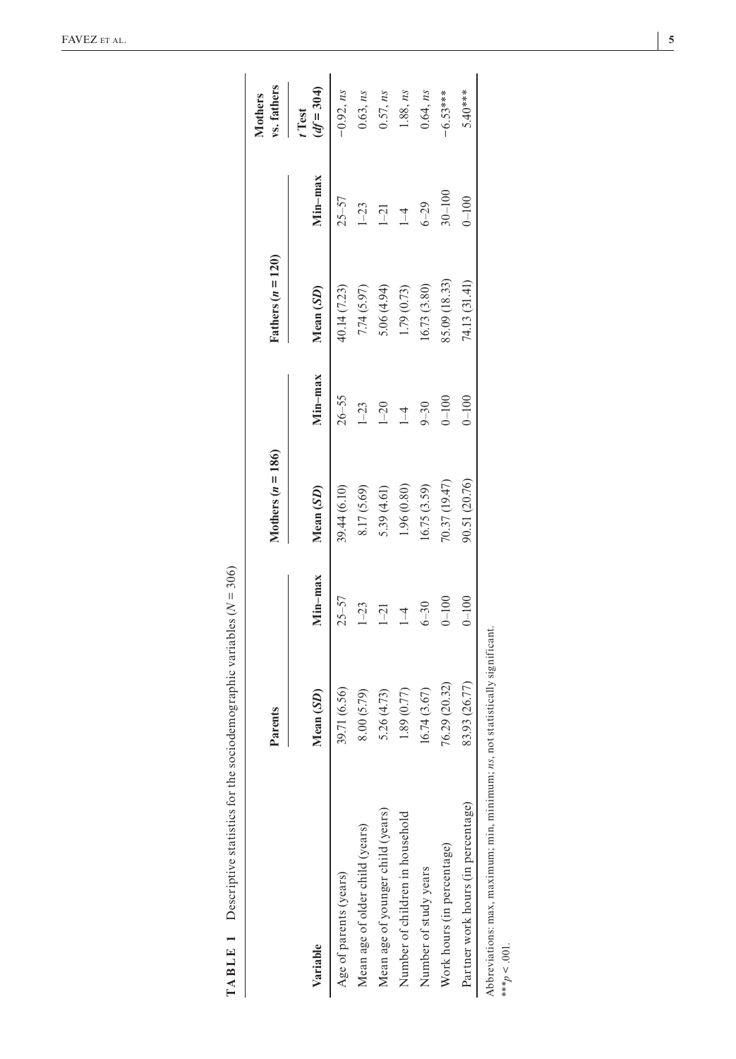**TABLE 1** Descriptive statistics for the sociodemographic variables ($N = 306$)

| Variable | Parents | | Mothers ($n = 186$) | | Fathers ($n = 120$) | | Mothers vs. fathers |
|---|---|---|---|---|---|---|---|
| | Mean (*SD*) | Min–max | Mean (*SD*) | Min–max | Mean (*SD*) | Min–max | *t* Test ($df = 304$) |
| Age of parents (years) | 39.71 (6.56) | 25–57 | 39.44 (6.10) | 26–55 | 40.14 (7.23) | 25–57 | −0.92, *ns* |
| Mean age of older child (years) | 8.00 (5.79) | 1–23 | 8.17 (5.69) | 1–23 | 7.74 (5.97) | 1–23 | 0.63, *ns* |
| Mean age of younger child (years) | 5.26 (4.73) | 1–21 | 5.39 (4.61) | 1–20 | 5.06 (4.94) | 1–21 | 0.57, *ns* |
| Number of children in household | 1.89 (0.77) | 1–4 | 1.96 (0.80) | 1–4 | 1.79 (0.73) | 1–4 | 1.88, *ns* |
| Number of study years | 16.74 (3.67) | 6–30 | 16.75 (3.59) | 9–30 | 16.73 (3.80) | 6–29 | 0.64, *ns* |
| Work hours (in percentage) | 76.29 (20.32) | 0–100 | 70.37 (19.47) | 0–100 | 85.09 (18.33) | 30–100 | −6.53*** |
| Partner work hours (in percentage) | 83.93 (26.77) | 0–100 | 90.51 (20.76) | 0–100 | 74.13 (31.41) | 0–100 | 5.40*** |

Abbreviations: max, maximum; min, minimum; *ns*, not statistically significant.

***$p < .001$.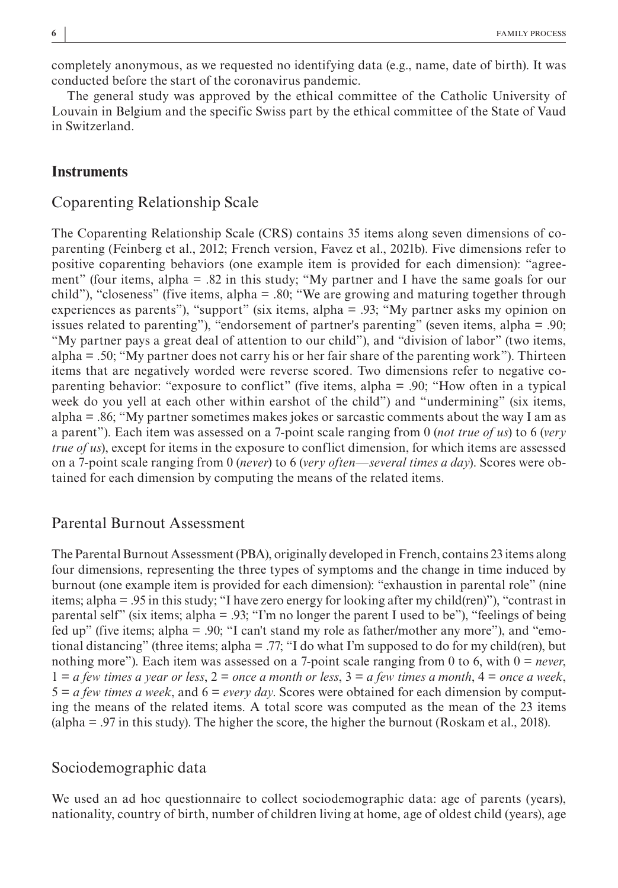completely anonymous, as we requested no identifying data (e.g., name, date of birth). It was conducted before the start of the coronavirus pandemic.

The general study was approved by the ethical committee of the Catholic University of Louvain in Belgium and the specific Swiss part by the ethical committee of the State of Vaud in Switzerland.

## Instruments

### Coparenting Relationship Scale

The Coparenting Relationship Scale (CRS) contains 35 items along seven dimensions of coparenting (Feinberg et al., 2012; French version, Favez et al., 2021b). Five dimensions refer to positive coparenting behaviors (one example item is provided for each dimension): "agreement" (four items, alpha = .82 in this study; "My partner and I have the same goals for our child"), "closeness" (five items, alpha = .80; "We are growing and maturing together through experiences as parents"), "support" (six items, alpha = .93; "My partner asks my opinion on issues related to parenting"), "endorsement of partner's parenting" (seven items, alpha = .90; "My partner pays a great deal of attention to our child"), and "division of labor" (two items, alpha = .50; "My partner does not carry his or her fair share of the parenting work"). Thirteen items that are negatively worded were reverse scored. Two dimensions refer to negative coparenting behavior: "exposure to conflict" (five items, alpha = .90; "How often in a typical week do you yell at each other within earshot of the child") and "undermining" (six items, alpha = .86; "My partner sometimes makes jokes or sarcastic comments about the way I am as a parent"). Each item was assessed on a 7-point scale ranging from 0 (*not true of us*) to 6 (*very true of us*), except for items in the exposure to conflict dimension, for which items are assessed on a 7-point scale ranging from 0 (*never*) to 6 (*very often—several times a day*). Scores were obtained for each dimension by computing the means of the related items.

### Parental Burnout Assessment

The Parental Burnout Assessment (PBA), originally developed in French, contains 23 items along four dimensions, representing the three types of symptoms and the change in time induced by burnout (one example item is provided for each dimension): "exhaustion in parental role" (nine items; alpha = .95 in this study; "I have zero energy for looking after my child(ren)"), "contrast in parental self" (six items; alpha = .93; "I'm no longer the parent I used to be"), "feelings of being fed up" (five items; alpha = .90; "I can't stand my role as father/mother any more"), and "emotional distancing" (three items; alpha = .77; "I do what I'm supposed to do for my child(ren), but nothing more"). Each item was assessed on a 7-point scale ranging from 0 to 6, with 0 = *never*, 1 = *a few times a year or less*, 2 = *once a month or less*, 3 = *a few times a month*, 4 = *once a week*, 5 = *a few times a week*, and 6 = *every day*. Scores were obtained for each dimension by computing the means of the related items. A total score was computed as the mean of the 23 items (alpha = .97 in this study). The higher the score, the higher the burnout (Roskam et al., 2018).

### Sociodemographic data

We used an ad hoc questionnaire to collect sociodemographic data: age of parents (years), nationality, country of birth, number of children living at home, age of oldest child (years), age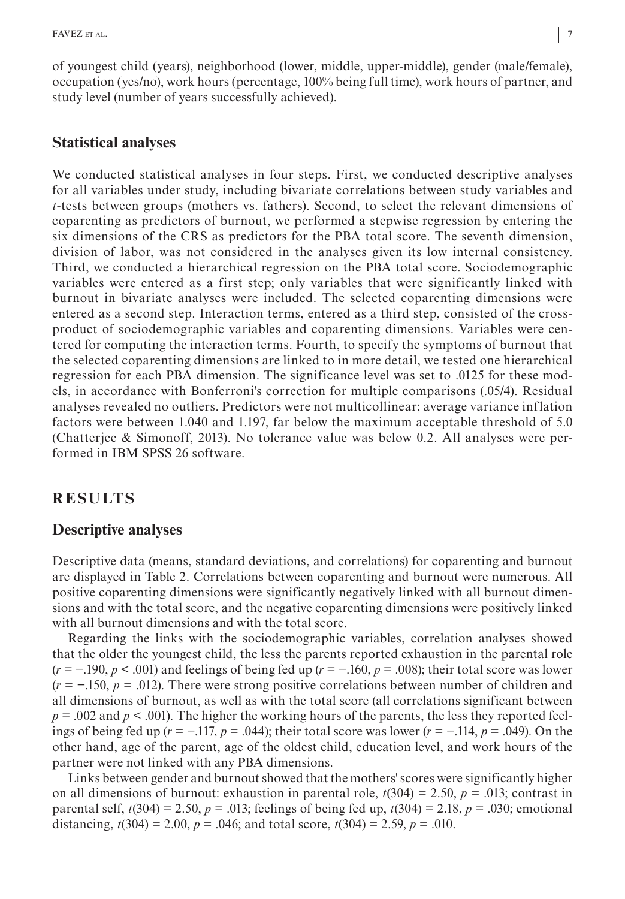of youngest child (years), neighborhood (lower, middle, upper-middle), gender (male/female), occupation (yes/no), work hours (percentage, 100% being full time), work hours of partner, and study level (number of years successfully achieved).

## Statistical analyses

We conducted statistical analyses in four steps. First, we conducted descriptive analyses for all variables under study, including bivariate correlations between study variables and *t*-tests between groups (mothers vs. fathers). Second, to select the relevant dimensions of coparenting as predictors of burnout, we performed a stepwise regression by entering the six dimensions of the CRS as predictors for the PBA total score. The seventh dimension, division of labor, was not considered in the analyses given its low internal consistency. Third, we conducted a hierarchical regression on the PBA total score. Sociodemographic variables were entered as a first step; only variables that were significantly linked with burnout in bivariate analyses were included. The selected coparenting dimensions were entered as a second step. Interaction terms, entered as a third step, consisted of the cross-product of sociodemographic variables and coparenting dimensions. Variables were centered for computing the interaction terms. Fourth, to specify the symptoms of burnout that the selected coparenting dimensions are linked to in more detail, we tested one hierarchical regression for each PBA dimension. The significance level was set to .0125 for these models, in accordance with Bonferroni's correction for multiple comparisons (.05/4). Residual analyses revealed no outliers. Predictors were not multicollinear; average variance inflation factors were between 1.040 and 1.197, far below the maximum acceptable threshold of 5.0 (Chatterjee & Simonoff, 2013). No tolerance value was below 0.2. All analyses were performed in IBM SPSS 26 software.

# RESULTS

## Descriptive analyses

Descriptive data (means, standard deviations, and correlations) for coparenting and burnout are displayed in Table 2. Correlations between coparenting and burnout were numerous. All positive coparenting dimensions were significantly negatively linked with all burnout dimensions and with the total score, and the negative coparenting dimensions were positively linked with all burnout dimensions and with the total score.

Regarding the links with the sociodemographic variables, correlation analyses showed that the older the youngest child, the less the parents reported exhaustion in the parental role ($r = -.190$, $p < .001$) and feelings of being fed up ($r = -.160$, $p = .008$); their total score was lower ($r = -.150$, $p = .012$). There were strong positive correlations between number of children and all dimensions of burnout, as well as with the total score (all correlations significant between $p = .002$ and $p < .001$). The higher the working hours of the parents, the less they reported feelings of being fed up ($r = -.117$, $p = .044$); their total score was lower ($r = -.114$, $p = .049$). On the other hand, age of the parent, age of the oldest child, education level, and work hours of the partner were not linked with any PBA dimensions.

Links between gender and burnout showed that the mothers' scores were significantly higher on all dimensions of burnout: exhaustion in parental role, $t(304) = 2.50$, $p = .013$; contrast in parental self, $t(304) = 2.50$, $p = .013$; feelings of being fed up, $t(304) = 2.18$, $p = .030$; emotional distancing, $t(304) = 2.00$, $p = .046$; and total score, $t(304) = 2.59$, $p = .010$.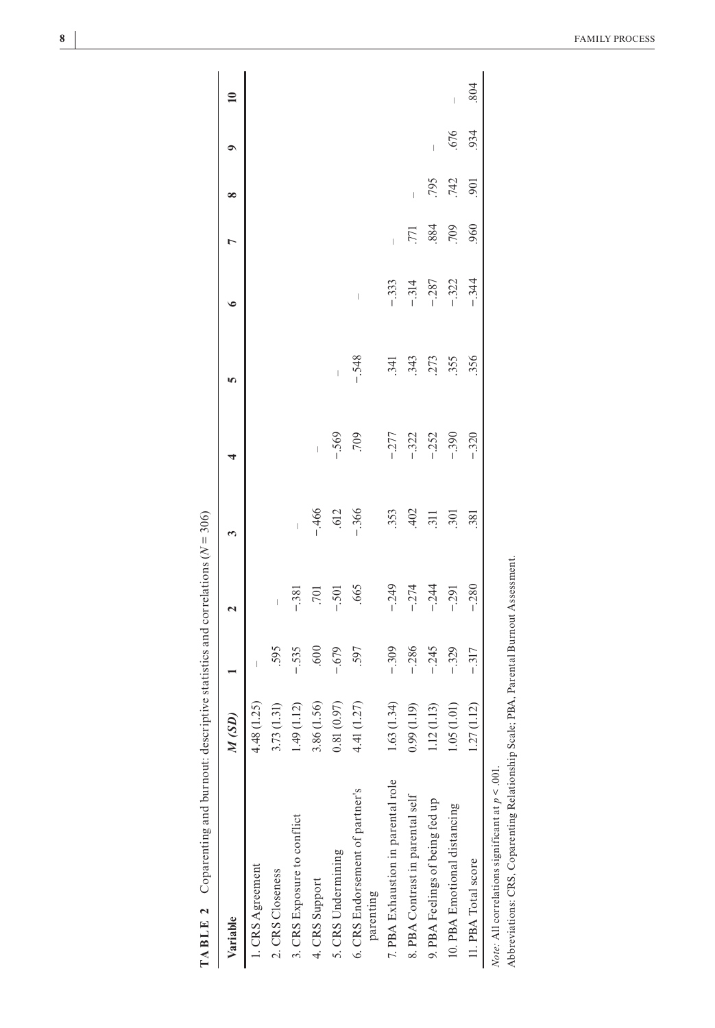**TABLE 2** Coparenting and burnout: descriptive statistics and correlations ($N = 306$)

| Variable | *M (SD)* | 1 | 2 | 3 | 4 | 5 | 6 | 7 | 8 | 9 | 10 |
|---|---|---|---|---|---|---|---|---|---|---|---|
| 1. CRS Agreement | 4.48 (1.25) | – | | | | | | | | | |
| 2. CRS Closeness | 3.73 (1.31) | .595 | – | | | | | | | | |
| 3. CRS Exposure to conflict | 1.49 (1.12) | −.535 | −.381 | – | | | | | | | |
| 4. CRS Support | 3.86 (1.56) | .600 | .701 | −.466 | – | | | | | | |
| 5. CRS Undermining | 0.81 (0.97) | −.679 | −.501 | .612 | −.569 | – | | | | | |
| 6. CRS Endorsement of partner's parenting | 4.41 (1.27) | .597 | .665 | −.366 | .709 | −.548 | – | | | | |
| 7. PBA Exhaustion in parental role | 1.63 (1.34) | −.309 | −.249 | .353 | −.277 | .341 | −.333 | – | | | |
| 8. PBA Contrast in parental self | 0.99 (1.19) | −.286 | −.274 | .402 | −.322 | .343 | −.314 | .771 | – | | |
| 9. PBA Feelings of being fed up | 1.12 (1.13) | −.245 | −.244 | .311 | −.252 | .273 | −.287 | .884 | .795 | – | |
| 10. PBA Emotional distancing | 1.05 (1.01) | −.329 | −.291 | .301 | −.390 | .355 | −.322 | .709 | .742 | .676 | – |
| 11. PBA Total score | 1.27 (1.12) | −.317 | −.280 | .381 | −.320 | .356 | −.344 | .960 | .901 | .934 | .804 |

*Note*: All correlations significant at $p < .001$.

Abbreviations: CRS, Coparenting Relationship Scale; PBA, Parental Burnout Assessment.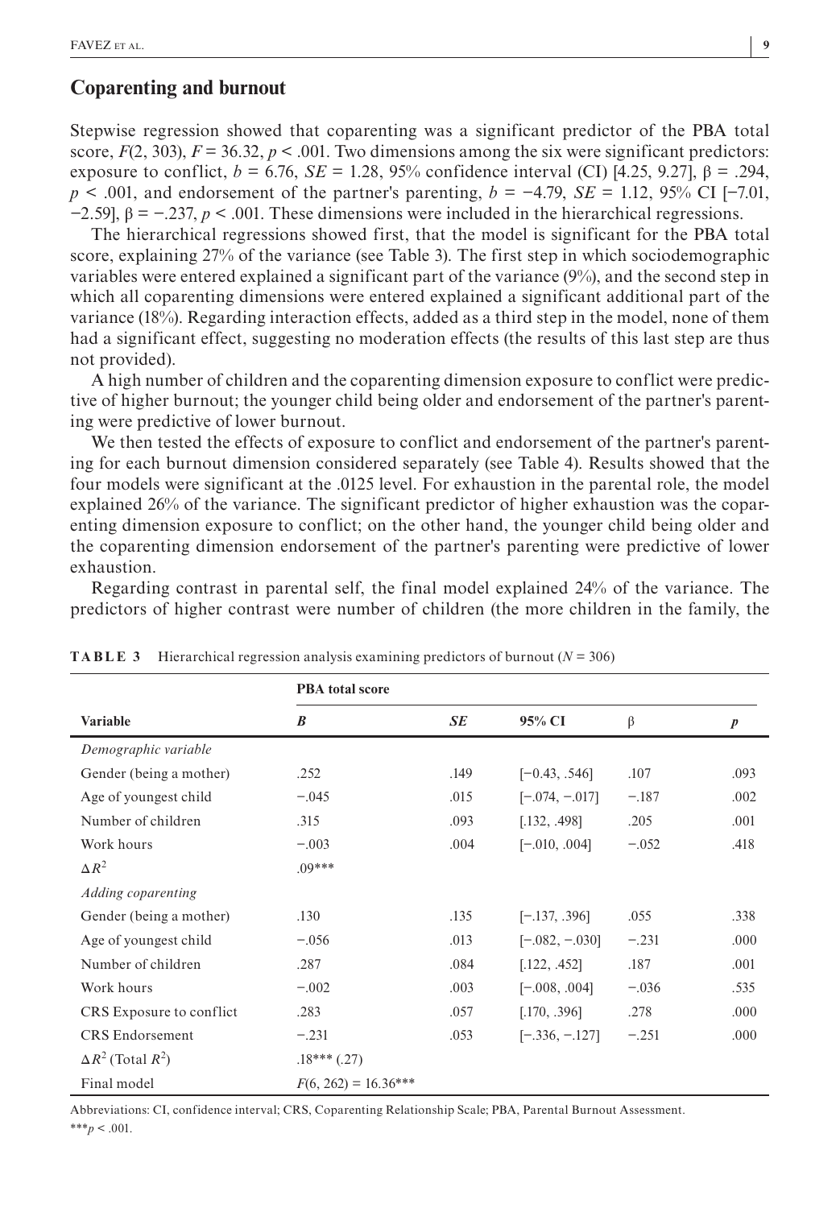## Coparenting and burnout

Stepwise regression showed that coparenting was a significant predictor of the PBA total score, $F(2, 303)$, $F = 36.32$, $p < .001$. Two dimensions among the six were significant predictors: exposure to conflict, $b = 6.76$, $SE = 1.28$, 95% confidence interval (CI) [4.25, 9.27], $\beta = .294$, $p < .001$, and endorsement of the partner's parenting, $b = -4.79$, $SE = 1.12$, 95% CI [−7.01, −2.59], $\beta = -.237$, $p < .001$. These dimensions were included in the hierarchical regressions.

The hierarchical regressions showed first, that the model is significant for the PBA total score, explaining 27% of the variance (see Table 3). The first step in which sociodemographic variables were entered explained a significant part of the variance (9%), and the second step in which all coparenting dimensions were entered explained a significant additional part of the variance (18%). Regarding interaction effects, added as a third step in the model, none of them had a significant effect, suggesting no moderation effects (the results of this last step are thus not provided).

A high number of children and the coparenting dimension exposure to conflict were predictive of higher burnout; the younger child being older and endorsement of the partner's parenting were predictive of lower burnout.

We then tested the effects of exposure to conflict and endorsement of the partner's parenting for each burnout dimension considered separately (see Table 4). Results showed that the four models were significant at the .0125 level. For exhaustion in the parental role, the model explained 26% of the variance. The significant predictor of higher exhaustion was the coparenting dimension exposure to conflict; on the other hand, the younger child being older and the coparenting dimension endorsement of the partner's parenting were predictive of lower exhaustion.

Regarding contrast in parental self, the final model explained 24% of the variance. The predictors of higher contrast were number of children (the more children in the family, the

**TABLE 3** Hierarchical regression analysis examining predictors of burnout ($N = 306$)

| | PBA total score | | | | |
|---|---|---|---|---|---|
| **Variable** | ***B*** | ***SE*** | **95% CI** | **β** | ***p*** |
| *Demographic variable* | | | | | |
| Gender (being a mother) | .252 | .149 | [−0.43, .546] | .107 | .093 |
| Age of youngest child | −.045 | .015 | [−.074, −.017] | −.187 | .002 |
| Number of children | .315 | .093 | [.132, .498] | .205 | .001 |
| Work hours | −.003 | .004 | [−.010, .004] | −.052 | .418 |
| $\Delta R^2$ | .09*** | | | | |
| *Adding coparenting* | | | | | |
| Gender (being a mother) | .130 | .135 | [−.137, .396] | .055 | .338 |
| Age of youngest child | −.056 | .013 | [−.082, −.030] | −.231 | .000 |
| Number of children | .287 | .084 | [.122, .452] | .187 | .001 |
| Work hours | −.002 | .003 | [−.008, .004] | −.036 | .535 |
| CRS Exposure to conflict | .283 | .057 | [.170, .396] | .278 | .000 |
| CRS Endorsement | −.231 | .053 | [−.336, −.127] | −.251 | .000 |
| $\Delta R^2$ (Total $R^2$) | .18*** (.27) | | | | |
| Final model | $F(6, 262) = 16.36$*** | | | | |

Abbreviations: CI, confidence interval; CRS, Coparenting Relationship Scale; PBA, Parental Burnout Assessment.
***$p < .001$.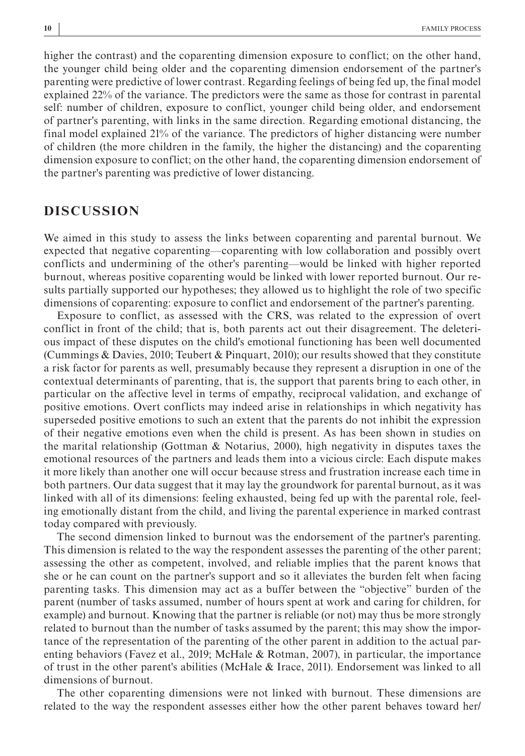higher the contrast) and the coparenting dimension exposure to conflict; on the other hand, the younger child being older and the coparenting dimension endorsement of the partner's parenting were predictive of lower contrast. Regarding feelings of being fed up, the final model explained 22% of the variance. The predictors were the same as those for contrast in parental self: number of children, exposure to conflict, younger child being older, and endorsement of partner's parenting, with links in the same direction. Regarding emotional distancing, the final model explained 21% of the variance. The predictors of higher distancing were number of children (the more children in the family, the higher the distancing) and the coparenting dimension exposure to conflict; on the other hand, the coparenting dimension endorsement of the partner's parenting was predictive of lower distancing.

## DISCUSSION

We aimed in this study to assess the links between coparenting and parental burnout. We expected that negative coparenting—coparenting with low collaboration and possibly overt conflicts and undermining of the other's parenting—would be linked with higher reported burnout, whereas positive coparenting would be linked with lower reported burnout. Our results partially supported our hypotheses; they allowed us to highlight the role of two specific dimensions of coparenting: exposure to conflict and endorsement of the partner's parenting.

Exposure to conflict, as assessed with the CRS, was related to the expression of overt conflict in front of the child; that is, both parents act out their disagreement. The deleterious impact of these disputes on the child's emotional functioning has been well documented (Cummings & Davies, 2010; Teubert & Pinquart, 2010); our results showed that they constitute a risk factor for parents as well, presumably because they represent a disruption in one of the contextual determinants of parenting, that is, the support that parents bring to each other, in particular on the affective level in terms of empathy, reciprocal validation, and exchange of positive emotions. Overt conflicts may indeed arise in relationships in which negativity has superseded positive emotions to such an extent that the parents do not inhibit the expression of their negative emotions even when the child is present. As has been shown in studies on the marital relationship (Gottman & Notarius, 2000), high negativity in disputes taxes the emotional resources of the partners and leads them into a vicious circle: Each dispute makes it more likely than another one will occur because stress and frustration increase each time in both partners. Our data suggest that it may lay the groundwork for parental burnout, as it was linked with all of its dimensions: feeling exhausted, being fed up with the parental role, feeling emotionally distant from the child, and living the parental experience in marked contrast today compared with previously.

The second dimension linked to burnout was the endorsement of the partner's parenting. This dimension is related to the way the respondent assesses the parenting of the other parent; assessing the other as competent, involved, and reliable implies that the parent knows that she or he can count on the partner's support and so it alleviates the burden felt when facing parenting tasks. This dimension may act as a buffer between the "objective" burden of the parent (number of tasks assumed, number of hours spent at work and caring for children, for example) and burnout. Knowing that the partner is reliable (or not) may thus be more strongly related to burnout than the number of tasks assumed by the parent; this may show the importance of the representation of the parenting of the other parent in addition to the actual parenting behaviors (Favez et al., 2019; McHale & Rotman, 2007), in particular, the importance of trust in the other parent's abilities (McHale & Irace, 2011). Endorsement was linked to all dimensions of burnout.

The other coparenting dimensions were not linked with burnout. These dimensions are related to the way the respondent assesses either how the other parent behaves toward her/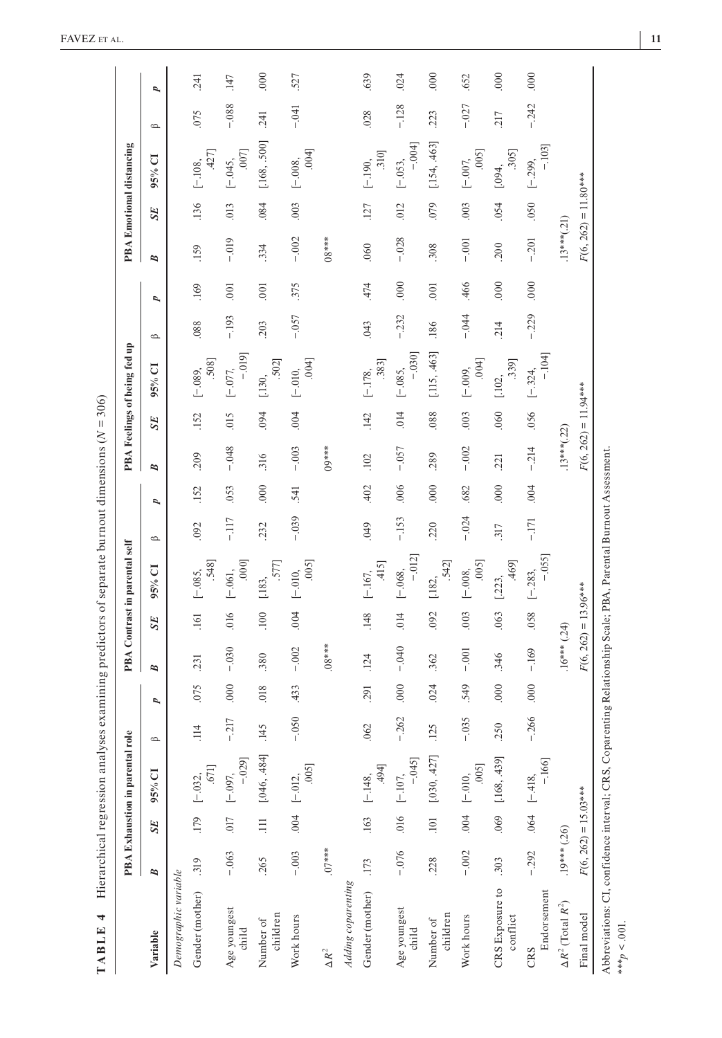**TABLE 4** Hierarchical regression analyses examining predictors of separate burnout dimensions ($N = 306$)

| Variable | PBA Exhaustion in parental role | | | | | PBA Contrast in parental self | | | | | PBA Feelings of being fed up | | | | | PBA Emotional distancing | | | | |
|---|---|---|---|---|---|---|---|---|---|---|---|---|---|---|---|---|---|---|---|---|
| | *B* | *SE* | 95% CI | β | *p* | *B* | *SE* | 95% CI | β | *p* | *B* | *SE* | 95% CI | β | *p* | *B* | *SE* | 95% CI | β | *p* |
| *Demographic variable* | | | | | | | | | | | | | | | | | | | | |
| Gender (mother) | .319 | .179 | [−.032, .671] | .114 | .075 | .231 | .161 | [−.085, .548] | .092 | .152 | .209 | .152 | [−.089, .508] | .088 | .169 | .159 | .136 | [−.108, .427] | .075 | .241 |
| Age youngest child | −.063 | .017 | [−.097, −.029] | −.217 | .000 | −.030 | .016 | [−.061, .000] | −.117 | .053 | −.048 | .015 | [−.077, −.019] | −.193 | .001 | −.019 | .013 | [−.045, .007] | −.088 | .147 |
| Number of children | .265 | .111 | [.046, .484] | .145 | .018 | .380 | .100 | [.183, .577] | .232 | .000 | .316 | .094 | [.130, .502] | .203 | .001 | .334 | .084 | [.168, .500] | .241 | .000 |
| Work hours | −.003 | .004 | [−.012, .005] | −.050 | .433 | −.002 | .004 | [−.010, .005] | −.039 | .541 | −.003 | .004 | [−.010, .004] | −.057 | .375 | −.002 | .003 | [−.008, .004] | −.041 | .527 |
| $\Delta R^2$ | .07*** | | | | | .08*** | | | | | .09*** | | | | | .08*** | | | | |
| *Adding coparenting* | | | | | | | | | | | | | | | | | | | | |
| Gender (mother) | .173 | .163 | [−.148, .494] | .062 | .291 | .124 | .148 | [−.167, .415] | .049 | .402 | .102 | .142 | [−.178, .383] | .043 | .474 | .060 | .127 | [−.190, .310] | .028 | .639 |
| Age youngest child | −.076 | .016 | [−.107, −.045] | −.262 | .000 | −.040 | .014 | [−.068, −.012] | −.153 | .006 | −.057 | .014 | [−.085, −.030] | −.232 | .000 | −.028 | .012 | [−.053, −.004] | −.128 | .024 |
| Number of children | .228 | .101 | [.030, .427] | .125 | .024 | .362 | .092 | [.182, .542] | .220 | .000 | .289 | .088 | [.115, .463] | .186 | .001 | .308 | .079 | [.154, .463] | .223 | .000 |
| Work hours | −.002 | .004 | [−.010, .005] | −.035 | .549 | −.001 | .003 | [−.008, .005] | −.024 | .682 | −.002 | .003 | [−.009, .004] | −.044 | .466 | −.001 | .003 | [−.007, .005] | −.027 | .652 |
| CRS Exposure to conflict | .303 | .069 | [.168, .439] | .250 | .000 | .346 | .063 | [.223, .469] | .317 | .000 | .221 | .060 | [.102, .339] | .214 | .000 | .200 | .054 | [.094, .305] | .217 | .000 |
| CRS Endorsement | −.292 | .064 | [−.418, −.166] | −.266 | .000 | −.169 | .058 | [−.283, −.055] | −.171 | .004 | −.214 | .056 | [−.324, −.104] | −.229 | .000 | −.201 | .050 | [−.299, −.103] | −.242 | .000 |
| $\Delta R^2$ (Total $R^2$) | .19*** (.26) | | | | | .16*** (.24) | | | | | .13***(.22) | | | | | .13***(.21) | | | | |
| Final model | $F(6, 262) = 15.03$*** | | | | | $F(6, 262) = 13.96$*** | | | | | $F(6, 262) = 11.94$*** | | | | | $F(6, 262) = 11.80$*** | | | | |

Abbreviations: CI, confidence interval; CRS, Coparenting Relationship Scale; PBA, Parental Burnout Assessment.
***$p < .001$.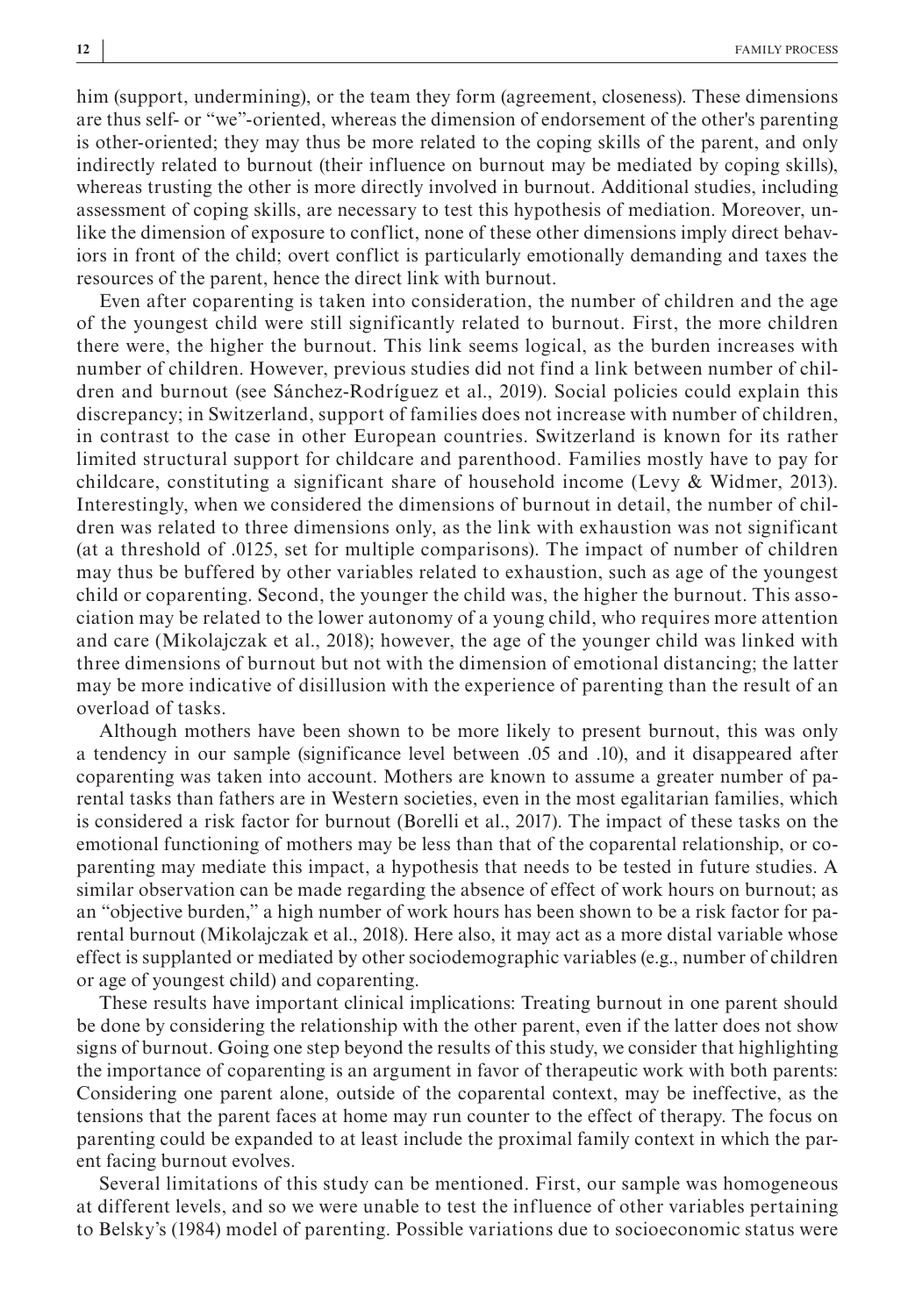him (support, undermining), or the team they form (agreement, closeness). These dimensions are thus self- or "we"-oriented, whereas the dimension of endorsement of the other's parenting is other-oriented; they may thus be more related to the coping skills of the parent, and only indirectly related to burnout (their influence on burnout may be mediated by coping skills), whereas trusting the other is more directly involved in burnout. Additional studies, including assessment of coping skills, are necessary to test this hypothesis of mediation. Moreover, unlike the dimension of exposure to conflict, none of these other dimensions imply direct behaviors in front of the child; overt conflict is particularly emotionally demanding and taxes the resources of the parent, hence the direct link with burnout.

Even after coparenting is taken into consideration, the number of children and the age of the youngest child were still significantly related to burnout. First, the more children there were, the higher the burnout. This link seems logical, as the burden increases with number of children. However, previous studies did not find a link between number of children and burnout (see Sánchez-Rodríguez et al., 2019). Social policies could explain this discrepancy; in Switzerland, support of families does not increase with number of children, in contrast to the case in other European countries. Switzerland is known for its rather limited structural support for childcare and parenthood. Families mostly have to pay for childcare, constituting a significant share of household income (Levy & Widmer, 2013). Interestingly, when we considered the dimensions of burnout in detail, the number of children was related to three dimensions only, as the link with exhaustion was not significant (at a threshold of .0125, set for multiple comparisons). The impact of number of children may thus be buffered by other variables related to exhaustion, such as age of the youngest child or coparenting. Second, the younger the child was, the higher the burnout. This association may be related to the lower autonomy of a young child, who requires more attention and care (Mikolajczak et al., 2018); however, the age of the younger child was linked with three dimensions of burnout but not with the dimension of emotional distancing; the latter may be more indicative of disillusion with the experience of parenting than the result of an overload of tasks.

Although mothers have been shown to be more likely to present burnout, this was only a tendency in our sample (significance level between .05 and .10), and it disappeared after coparenting was taken into account. Mothers are known to assume a greater number of parental tasks than fathers are in Western societies, even in the most egalitarian families, which is considered a risk factor for burnout (Borelli et al., 2017). The impact of these tasks on the emotional functioning of mothers may be less than that of the coparental relationship, or coparenting may mediate this impact, a hypothesis that needs to be tested in future studies. A similar observation can be made regarding the absence of effect of work hours on burnout; as an "objective burden," a high number of work hours has been shown to be a risk factor for parental burnout (Mikolajczak et al., 2018). Here also, it may act as a more distal variable whose effect is supplanted or mediated by other sociodemographic variables (e.g., number of children or age of youngest child) and coparenting.

These results have important clinical implications: Treating burnout in one parent should be done by considering the relationship with the other parent, even if the latter does not show signs of burnout. Going one step beyond the results of this study, we consider that highlighting the importance of coparenting is an argument in favor of therapeutic work with both parents: Considering one parent alone, outside of the coparental context, may be ineffective, as the tensions that the parent faces at home may run counter to the effect of therapy. The focus on parenting could be expanded to at least include the proximal family context in which the parent facing burnout evolves.

Several limitations of this study can be mentioned. First, our sample was homogeneous at different levels, and so we were unable to test the influence of other variables pertaining to Belsky's (1984) model of parenting. Possible variations due to socioeconomic status were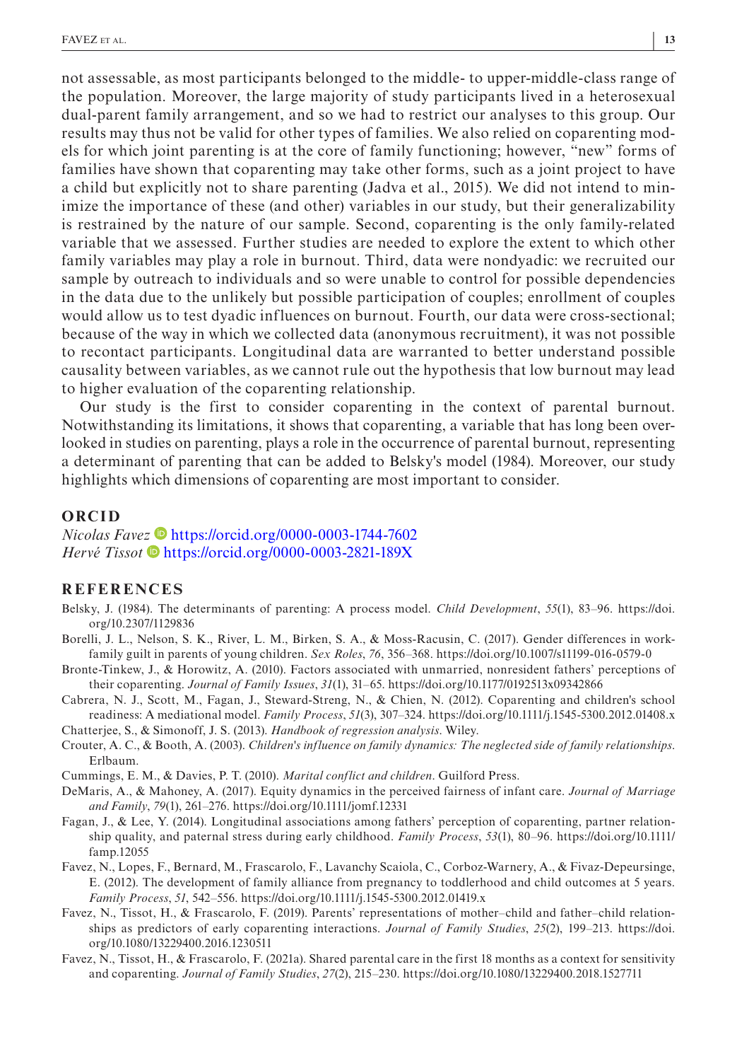not assessable, as most participants belonged to the middle- to upper-middle-class range of the population. Moreover, the large majority of study participants lived in a heterosexual dual-parent family arrangement, and so we had to restrict our analyses to this group. Our results may thus not be valid for other types of families. We also relied on coparenting models for which joint parenting is at the core of family functioning; however, "new" forms of families have shown that coparenting may take other forms, such as a joint project to have a child but explicitly not to share parenting (Jadva et al., 2015). We did not intend to minimize the importance of these (and other) variables in our study, but their generalizability is restrained by the nature of our sample. Second, coparenting is the only family-related variable that we assessed. Further studies are needed to explore the extent to which other family variables may play a role in burnout. Third, data were nondyadic: we recruited our sample by outreach to individuals and so were unable to control for possible dependencies in the data due to the unlikely but possible participation of couples; enrollment of couples would allow us to test dyadic influences on burnout. Fourth, our data were cross-sectional; because of the way in which we collected data (anonymous recruitment), it was not possible to recontact participants. Longitudinal data are warranted to better understand possible causality between variables, as we cannot rule out the hypothesis that low burnout may lead to higher evaluation of the coparenting relationship.

Our study is the first to consider coparenting in the context of parental burnout. Notwithstanding its limitations, it shows that coparenting, a variable that has long been overlooked in studies on parenting, plays a role in the occurrence of parental burnout, representing a determinant of parenting that can be added to Belsky's model (1984). Moreover, our study highlights which dimensions of coparenting are most important to consider.

## ORCID

*Nicolas Favez* https://orcid.org/0000-0003-1744-7602
*Hervé Tissot* https://orcid.org/0000-0003-2821-189X

## REFERENCES

Belsky, J. (1984). The determinants of parenting: A process model. *Child Development*, *55*(1), 83–96. https://doi.org/10.2307/1129836

Borelli, J. L., Nelson, S. K., River, L. M., Birken, S. A., & Moss-Racusin, C. (2017). Gender differences in work-family guilt in parents of young children. *Sex Roles*, *76*, 356–368. https://doi.org/10.1007/s11199-016-0579-0

Bronte-Tinkew, J., & Horowitz, A. (2010). Factors associated with unmarried, nonresident fathers' perceptions of their coparenting. *Journal of Family Issues*, *31*(1), 31–65. https://doi.org/10.1177/0192513x09342866

Cabrera, N. J., Scott, M., Fagan, J., Steward-Streng, N., & Chien, N. (2012). Coparenting and children's school readiness: A mediational model. *Family Process*, *51*(3), 307–324. https://doi.org/10.1111/j.1545-5300.2012.01408.x

Chatterjee, S., & Simonoff, J. S. (2013). *Handbook of regression analysis*. Wiley.

Crouter, A. C., & Booth, A. (2003). *Children's influence on family dynamics: The neglected side of family relationships*. Erlbaum.

Cummings, E. M., & Davies, P. T. (2010). *Marital conflict and children*. Guilford Press.

DeMaris, A., & Mahoney, A. (2017). Equity dynamics in the perceived fairness of infant care. *Journal of Marriage and Family*, *79*(1), 261–276. https://doi.org/10.1111/jomf.12331

Fagan, J., & Lee, Y. (2014). Longitudinal associations among fathers' perception of coparenting, partner relationship quality, and paternal stress during early childhood. *Family Process*, *53*(1), 80–96. https://doi.org/10.1111/famp.12055

Favez, N., Lopes, F., Bernard, M., Frascarolo, F., Lavanchy Scaiola, C., Corboz-Warnery, A., & Fivaz-Depeursinge, E. (2012). The development of family alliance from pregnancy to toddlerhood and child outcomes at 5 years. *Family Process*, *51*, 542–556. https://doi.org/10.1111/j.1545-5300.2012.01419.x

Favez, N., Tissot, H., & Frascarolo, F. (2019). Parents' representations of mother–child and father–child relationships as predictors of early coparenting interactions. *Journal of Family Studies*, *25*(2), 199–213. https://doi.org/10.1080/13229400.2016.1230511

Favez, N., Tissot, H., & Frascarolo, F. (2021a). Shared parental care in the first 18 months as a context for sensitivity and coparenting. *Journal of Family Studies*, *27*(2), 215–230. https://doi.org/10.1080/13229400.2018.1527711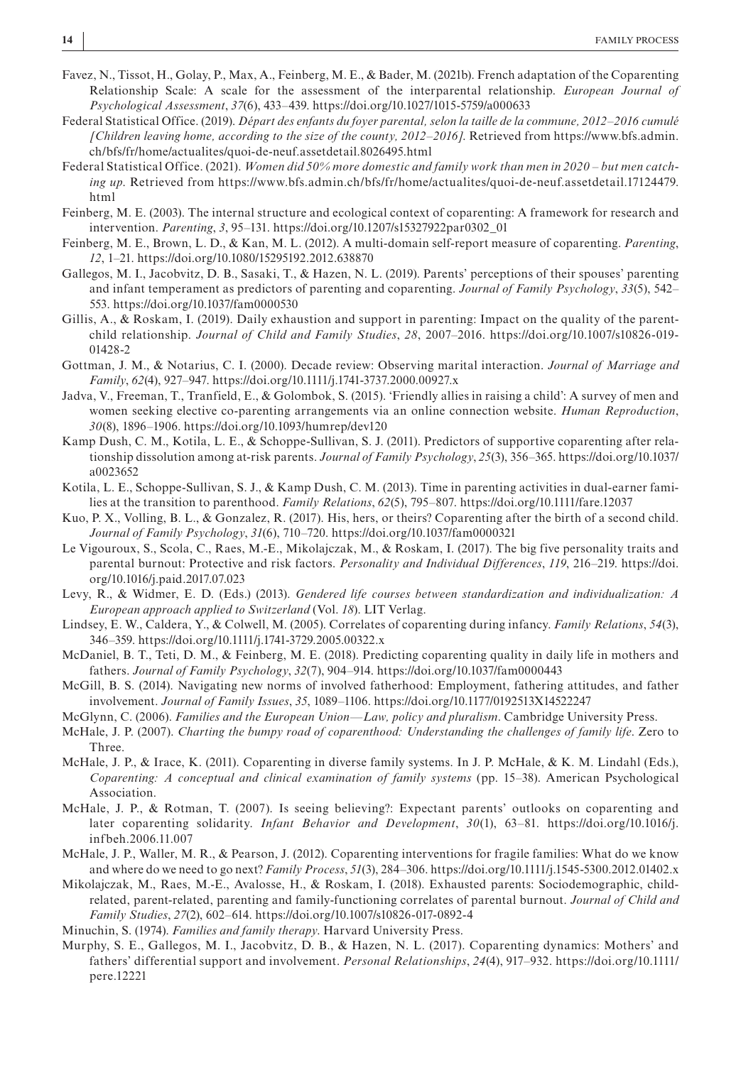Favez, N., Tissot, H., Golay, P., Max, A., Feinberg, M. E., & Bader, M. (2021b). French adaptation of the Coparenting Relationship Scale: A scale for the assessment of the interparental relationship. *European Journal of Psychological Assessment*, *37*(6), 433–439. https://doi.org/10.1027/1015-5759/a000633

Federal Statistical Office. (2019). *Départ des enfants du foyer parental, selon la taille de la commune, 2012–2016 cumulé [Children leaving home, according to the size of the county, 2012–2016]*. Retrieved from https://www.bfs.admin.ch/bfs/fr/home/actualites/quoi-de-neuf.assetdetail.8026495.html

Federal Statistical Office. (2021). *Women did 50% more domestic and family work than men in 2020 – but men catching up*. Retrieved from https://www.bfs.admin.ch/bfs/fr/home/actualites/quoi-de-neuf.assetdetail.17124479.html

Feinberg, M. E. (2003). The internal structure and ecological context of coparenting: A framework for research and intervention. *Parenting*, *3*, 95–131. https://doi.org/10.1207/s15327922par0302_01

Feinberg, M. E., Brown, L. D., & Kan, M. L. (2012). A multi-domain self-report measure of coparenting. *Parenting*, *12*, 1–21. https://doi.org/10.1080/15295192.2012.638870

Gallegos, M. I., Jacobvitz, D. B., Sasaki, T., & Hazen, N. L. (2019). Parents' perceptions of their spouses' parenting and infant temperament as predictors of parenting and coparenting. *Journal of Family Psychology*, *33*(5), 542–553. https://doi.org/10.1037/fam0000530

Gillis, A., & Roskam, I. (2019). Daily exhaustion and support in parenting: Impact on the quality of the parent-child relationship. *Journal of Child and Family Studies*, *28*, 2007–2016. https://doi.org/10.1007/s10826-019-01428-2

Gottman, J. M., & Notarius, C. I. (2000). Decade review: Observing marital interaction. *Journal of Marriage and Family*, *62*(4), 927–947. https://doi.org/10.1111/j.1741-3737.2000.00927.x

Jadva, V., Freeman, T., Tranfield, E., & Golombok, S. (2015). 'Friendly allies in raising a child': A survey of men and women seeking elective co-parenting arrangements via an online connection website. *Human Reproduction*, *30*(8), 1896–1906. https://doi.org/10.1093/humrep/dev120

Kamp Dush, C. M., Kotila, L. E., & Schoppe-Sullivan, S. J. (2011). Predictors of supportive coparenting after relationship dissolution among at-risk parents. *Journal of Family Psychology*, *25*(3), 356–365. https://doi.org/10.1037/a0023652

Kotila, L. E., Schoppe-Sullivan, S. J., & Kamp Dush, C. M. (2013). Time in parenting activities in dual-earner families at the transition to parenthood. *Family Relations*, *62*(5), 795–807. https://doi.org/10.1111/fare.12037

Kuo, P. X., Volling, B. L., & Gonzalez, R. (2017). His, hers, or theirs? Coparenting after the birth of a second child. *Journal of Family Psychology*, *31*(6), 710–720. https://doi.org/10.1037/fam0000321

Le Vigouroux, S., Scola, C., Raes, M.-E., Mikolajczak, M., & Roskam, I. (2017). The big five personality traits and parental burnout: Protective and risk factors. *Personality and Individual Differences*, *119*, 216–219. https://doi.org/10.1016/j.paid.2017.07.023

Levy, R., & Widmer, E. D. (Eds.) (2013). *Gendered life courses between standardization and individualization: A European approach applied to Switzerland* (Vol. *18*). LIT Verlag.

Lindsey, E. W., Caldera, Y., & Colwell, M. (2005). Correlates of coparenting during infancy. *Family Relations*, *54*(3), 346–359. https://doi.org/10.1111/j.1741-3729.2005.00322.x

McDaniel, B. T., Teti, D. M., & Feinberg, M. E. (2018). Predicting coparenting quality in daily life in mothers and fathers. *Journal of Family Psychology*, *32*(7), 904–914. https://doi.org/10.1037/fam0000443

McGill, B. S. (2014). Navigating new norms of involved fatherhood: Employment, fathering attitudes, and father involvement. *Journal of Family Issues*, *35*, 1089–1106. https://doi.org/10.1177/0192513X14522247

McGlynn, C. (2006). *Families and the European Union—Law, policy and pluralism*. Cambridge University Press.

McHale, J. P. (2007). *Charting the bumpy road of coparenthood: Understanding the challenges of family life*. Zero to Three.

McHale, J. P., & Irace, K. (2011). Coparenting in diverse family systems. In J. P. McHale, & K. M. Lindahl (Eds.), *Coparenting: A conceptual and clinical examination of family systems* (pp. 15–38). American Psychological Association.

McHale, J. P., & Rotman, T. (2007). Is seeing believing?: Expectant parents' outlooks on coparenting and later coparenting solidarity. *Infant Behavior and Development*, *30*(1), 63–81. https://doi.org/10.1016/j.infbeh.2006.11.007

McHale, J. P., Waller, M. R., & Pearson, J. (2012). Coparenting interventions for fragile families: What do we know and where do we need to go next? *Family Process*, *51*(3), 284–306. https://doi.org/10.1111/j.1545-5300.2012.01402.x

Mikolajczak, M., Raes, M.-E., Avalosse, H., & Roskam, I. (2018). Exhausted parents: Sociodemographic, child-related, parent-related, parenting and family-functioning correlates of parental burnout. *Journal of Child and Family Studies*, *27*(2), 602–614. https://doi.org/10.1007/s10826-017-0892-4

Minuchin, S. (1974). *Families and family therapy*. Harvard University Press.

Murphy, S. E., Gallegos, M. I., Jacobvitz, D. B., & Hazen, N. L. (2017). Coparenting dynamics: Mothers' and fathers' differential support and involvement. *Personal Relationships*, *24*(4), 917–932. https://doi.org/10.1111/pere.12221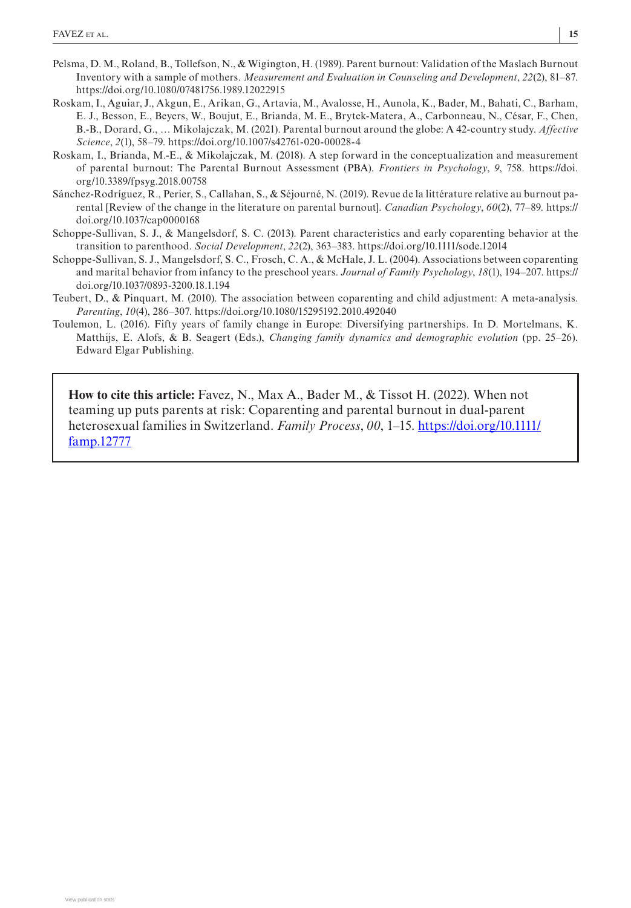Pelsma, D. M., Roland, B., Tollefson, N., & Wigington, H. (1989). Parent burnout: Validation of the Maslach Burnout Inventory with a sample of mothers. *Measurement and Evaluation in Counseling and Development*, *22*(2), 81–87. https://doi.org/10.1080/07481756.1989.12022915

Roskam, I., Aguiar, J., Akgun, E., Arikan, G., Artavia, M., Avalosse, H., Aunola, K., Bader, M., Bahati, C., Barham, E. J., Besson, E., Beyers, W., Boujut, E., Brianda, M. E., Brytek-Matera, A., Carbonneau, N., César, F., Chen, B.-B., Dorard, G., … Mikolajczak, M. (2021). Parental burnout around the globe: A 42-country study. *Affective Science*, *2*(1), 58–79. https://doi.org/10.1007/s42761-020-00028-4

Roskam, I., Brianda, M.-E., & Mikolajczak, M. (2018). A step forward in the conceptualization and measurement of parental burnout: The Parental Burnout Assessment (PBA). *Frontiers in Psychology*, *9*, 758. https://doi.org/10.3389/fpsyg.2018.00758

Sánchez-Rodríguez, R., Perier, S., Callahan, S., & Séjourné, N. (2019). Revue de la littérature relative au burnout parental [Review of the change in the literature on parental burnout]. *Canadian Psychology*, *60*(2), 77–89. https://doi.org/10.1037/cap0000168

Schoppe-Sullivan, S. J., & Mangelsdorf, S. C. (2013). Parent characteristics and early coparenting behavior at the transition to parenthood. *Social Development*, *22*(2), 363–383. https://doi.org/10.1111/sode.12014

Schoppe-Sullivan, S. J., Mangelsdorf, S. C., Frosch, C. A., & McHale, J. L. (2004). Associations between coparenting and marital behavior from infancy to the preschool years. *Journal of Family Psychology*, *18*(1), 194–207. https://doi.org/10.1037/0893-3200.18.1.194

Teubert, D., & Pinquart, M. (2010). The association between coparenting and child adjustment: A meta-analysis. *Parenting*, *10*(4), 286–307. https://doi.org/10.1080/15295192.2010.492040

Toulemon, L. (2016). Fifty years of family change in Europe: Diversifying partnerships. In D. Mortelmans, K. Matthijs, E. Alofs, & B. Seagert (Eds.), *Changing family dynamics and demographic evolution* (pp. 25–26). Edward Elgar Publishing.

**How to cite this article:** Favez, N., Max A., Bader M., & Tissot H. (2022). When not teaming up puts parents at risk: Coparenting and parental burnout in dual-parent heterosexual families in Switzerland. *Family Process*, *00*, 1–15. https://doi.org/10.1111/famp.12777